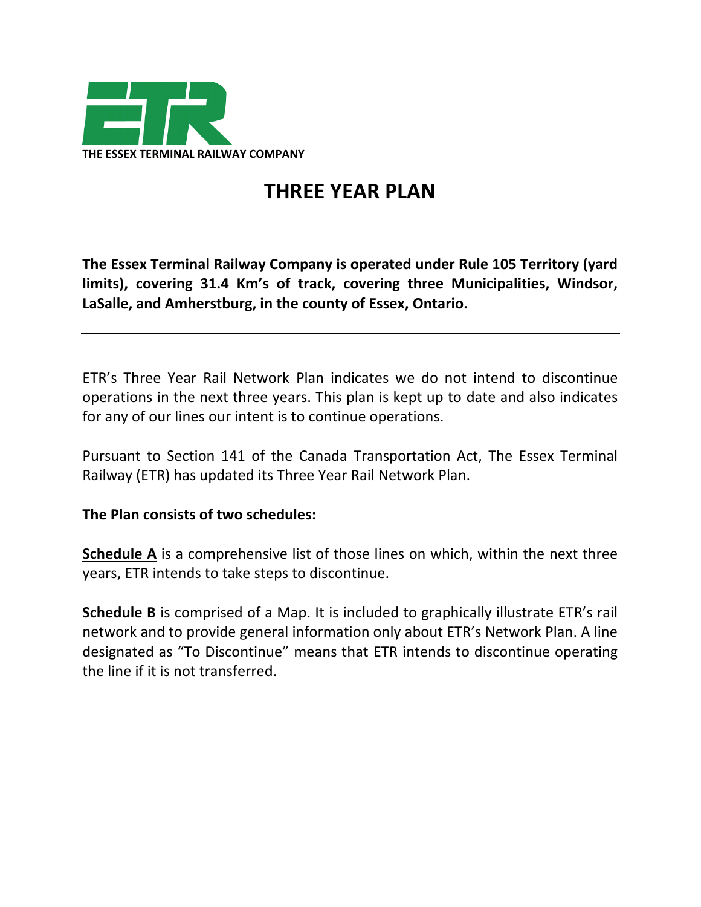ETR

THE ESSEX TERMINAL RAILWAY COMPANY

# THREE YEAR PLAN

---

**The Essex Terminal Railway Company is operated under Rule 105 Territory (yard limits), covering 31.4 Km's of track, covering three Municipalities, Windsor, LaSalle, and Amherstburg, in the county of Essex, Ontario.**

---

ETR's Three Year Rail Network Plan indicates we do not intend to discontinue operations in the next three years. This plan is kept up to date and also indicates for any of our lines our intent is to continue operations.

Pursuant to Section 141 of the Canada Transportation Act, The Essex Terminal Railway (ETR) has updated its Three Year Rail Network Plan.

**The Plan consists of two schedules:**

**Schedule A** is a comprehensive list of those lines on which, within the next three years, ETR intends to take steps to discontinue.

**Schedule B** is comprised of a Map. It is included to graphically illustrate ETR's rail network and to provide general information only about ETR's Network Plan. A line designated as "To Discontinue" means that ETR intends to discontinue operating the line if it is not transferred.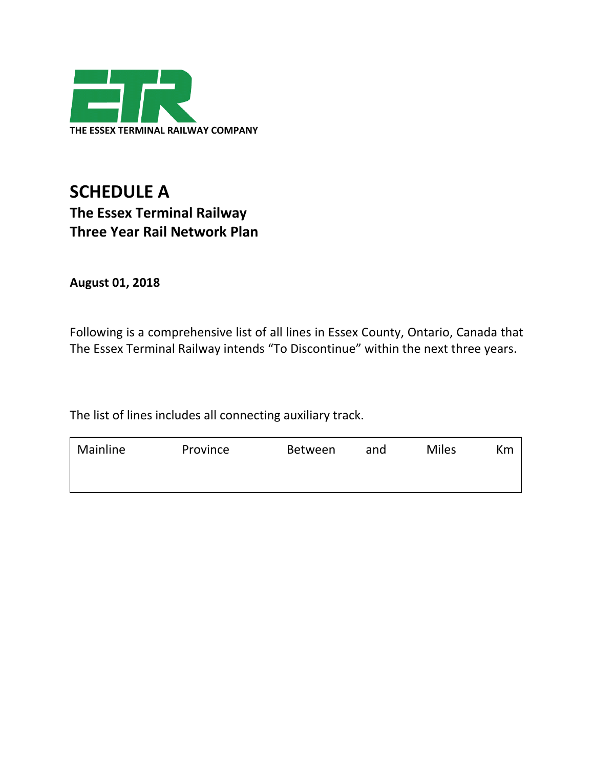**THE ESSEX TERMINAL RAILWAY COMPANY**

# SCHEDULE A

## The Essex Terminal Railway
## Three Year Rail Network Plan

**August 01, 2018**

Following is a comprehensive list of all lines in Essex County, Ontario, Canada that The Essex Terminal Railway intends "To Discontinue" within the next three years.

The list of lines includes all connecting auxiliary track.

| Mainline | Province | Between | and | Miles | Km |
|---|---|---|---|---|---|
| | | | | | |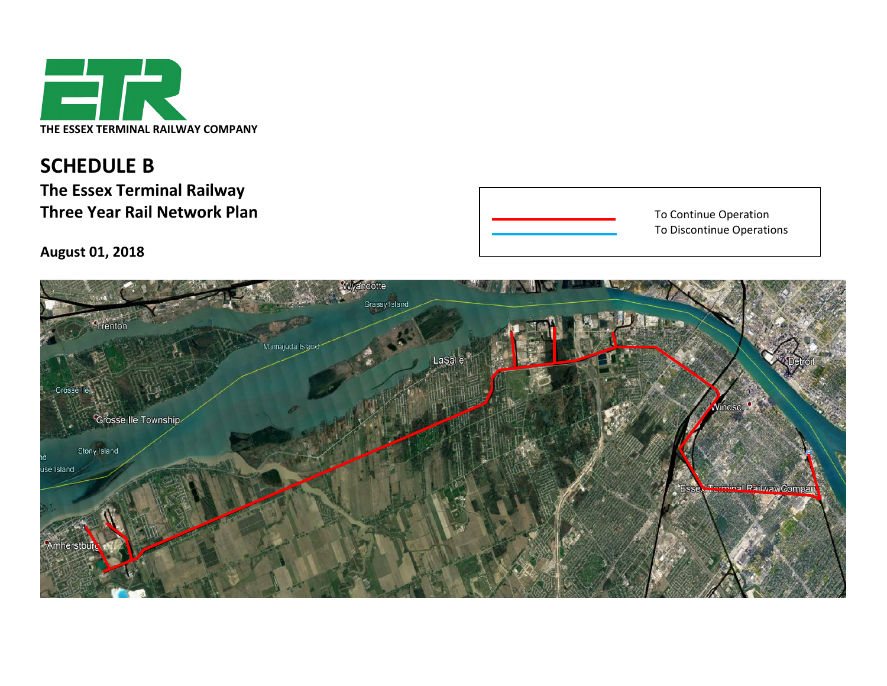THE ESSEX TERMINAL RAILWAY COMPANY

# SCHEDULE B

## The Essex Terminal Railway
## Three Year Rail Network Plan

**August 01, 2018**

To Continue Operation
To Discontinue Operations

Wyandotte
Grassy Island
Trenton
Mamajuda Island
LaSalle
Detroit
Grosse Ile
Windsor
Grosse Ile Township
Stony Island
Essex Terminal Railway Company
Amherstburg